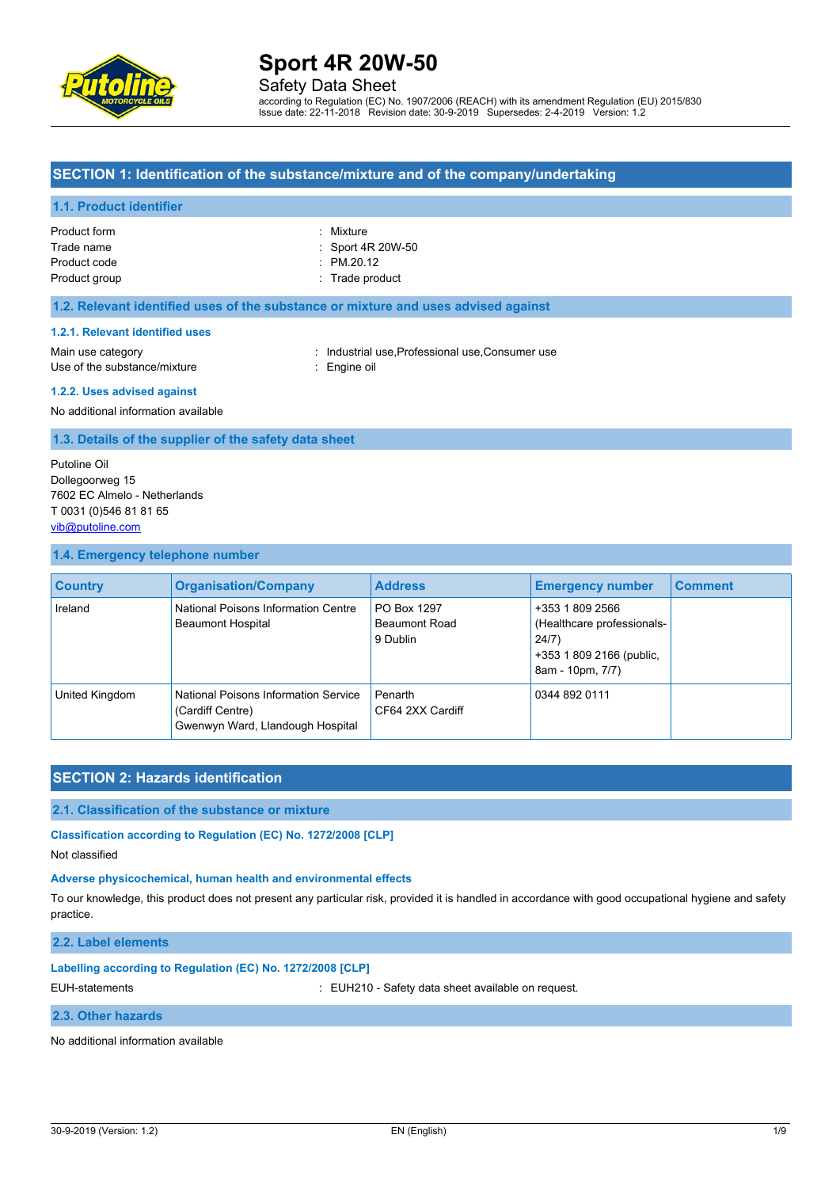# Sport 4R 20W-50

Safety Data Sheet

according to Regulation (EC) No. 1907/2006 (REACH) with its amendment Regulation (EU) 2015/830
Issue date: 22-11-2018 Revision date: 30-9-2019 Supersedes: 2-4-2019 Version: 1.2

## SECTION 1: Identification of the substance/mixture and of the company/undertaking

### 1.1. Product identifier

Product form : Mixture
Trade name : Sport 4R 20W-50
Product code : PM.20.12
Product group : Trade product

### 1.2. Relevant identified uses of the substance or mixture and uses advised against

#### 1.2.1. Relevant identified uses

Main use category : Industrial use,Professional use,Consumer use
Use of the substance/mixture : Engine oil

#### 1.2.2. Uses advised against

No additional information available

### 1.3. Details of the supplier of the safety data sheet

Putoline Oil
Dollegoorweg 15
7602 EC Almelo - Netherlands
T 0031 (0)546 81 81 65
vib@putoline.com

### 1.4. Emergency telephone number

| Country | Organisation/Company | Address | Emergency number | Comment |
|---|---|---|---|---|
| Ireland | National Poisons Information Centre Beaumont Hospital | PO Box 1297 Beaumont Road 9 Dublin | +353 1 809 2566 (Healthcare professionals-24/7) +353 1 809 2166 (public, 8am - 10pm, 7/7) | |
| United Kingdom | National Poisons Information Service (Cardiff Centre) Gwenwyn Ward, Llandough Hospital | Penarth CF64 2XX Cardiff | 0344 892 0111 | |

## SECTION 2: Hazards identification

### 2.1. Classification of the substance or mixture

**Classification according to Regulation (EC) No. 1272/2008 [CLP]**

Not classified

**Adverse physicochemical, human health and environmental effects**

To our knowledge, this product does not present any particular risk, provided it is handled in accordance with good occupational hygiene and safety practice.

### 2.2. Label elements

**Labelling according to Regulation (EC) No. 1272/2008 [CLP]**

EUH-statements : EUH210 - Safety data sheet available on request.

### 2.3. Other hazards

No additional information available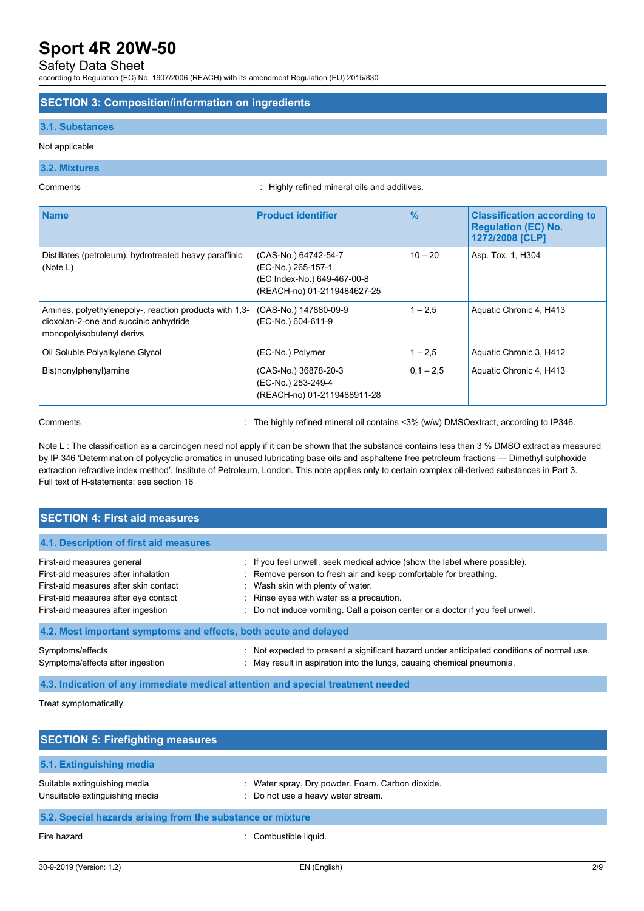## SECTION 3: Composition/information on ingredients

### 3.1. Substances

Not applicable

### 3.2. Mixtures

Comments : Highly refined mineral oils and additives.

| Name | Product identifier | % | Classification according to Regulation (EC) No. 1272/2008 [CLP] |
|---|---|---|---|
| Distillates (petroleum), hydrotreated heavy paraffinic (Note L) | (CAS-No.) 64742-54-7<br>(EC-No.) 265-157-1<br>(EC Index-No.) 649-467-00-8<br>(REACH-no) 01-2119484627-25 | 10 – 20 | Asp. Tox. 1, H304 |
| Amines, polyethylenepoly-, reaction products with 1,3-dioxolan-2-one and succinic anhydride monopolyisobutenyl derivs | (CAS-No.) 147880-09-9<br>(EC-No.) 604-611-9 | 1 – 2,5 | Aquatic Chronic 4, H413 |
| Oil Soluble Polyalkylene Glycol | (EC-No.) Polymer | 1 – 2,5 | Aquatic Chronic 3, H412 |
| Bis(nonylphenyl)amine | (CAS-No.) 36878-20-3<br>(EC-No.) 253-249-4<br>(REACH-no) 01-2119488911-28 | 0,1 – 2,5 | Aquatic Chronic 4, H413 |

Comments : The highly refined mineral oil contains <3% (w/w) DMSOextract, according to IP346.

Note L : The classification as a carcinogen need not apply if it can be shown that the substance contains less than 3 % DMSO extract as measured by IP 346 'Determination of polycyclic aromatics in unused lubricating base oils and asphaltene free petroleum fractions — Dimethyl sulphoxide extraction refractive index method', Institute of Petroleum, London. This note applies only to certain complex oil-derived substances in Part 3.
Full text of H-statements: see section 16

## SECTION 4: First aid measures

### 4.1. Description of first aid measures

First-aid measures general : If you feel unwell, seek medical advice (show the label where possible).
First-aid measures after inhalation : Remove person to fresh air and keep comfortable for breathing.
First-aid measures after skin contact : Wash skin with plenty of water.
First-aid measures after eye contact : Rinse eyes with water as a precaution.
First-aid measures after ingestion : Do not induce vomiting. Call a poison center or a doctor if you feel unwell.

### 4.2. Most important symptoms and effects, both acute and delayed

Symptoms/effects : Not expected to present a significant hazard under anticipated conditions of normal use.
Symptoms/effects after ingestion : May result in aspiration into the lungs, causing chemical pneumonia.

### 4.3. Indication of any immediate medical attention and special treatment needed

Treat symptomatically.

## SECTION 5: Firefighting measures

### 5.1. Extinguishing media

Suitable extinguishing media : Water spray. Dry powder. Foam. Carbon dioxide.
Unsuitable extinguishing media : Do not use a heavy water stream.

### 5.2. Special hazards arising from the substance or mixture

Fire hazard : Combustible liquid.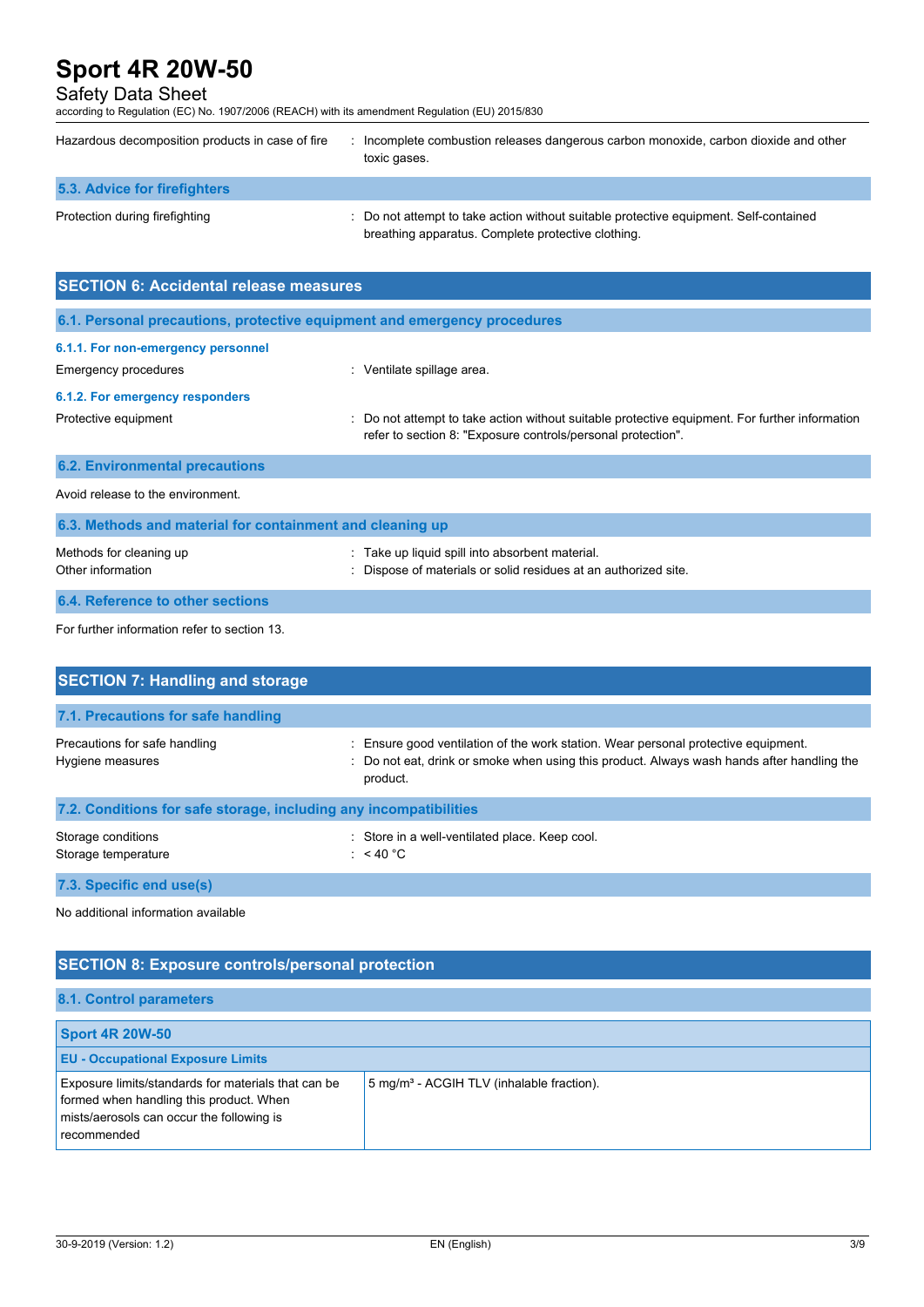| | |
|---|---|
| Hazardous decomposition products in case of fire | : Incomplete combustion releases dangerous carbon monoxide, carbon dioxide and other toxic gases. |

### 5.3. Advice for firefighters

| | |
|---|---|
| Protection during firefighting | : Do not attempt to take action without suitable protective equipment. Self-contained breathing apparatus. Complete protective clothing. |

## SECTION 6: Accidental release measures

### 6.1. Personal precautions, protective equipment and emergency procedures

#### 6.1.1. For non-emergency personnel

| | |
|---|---|
| Emergency procedures | : Ventilate spillage area. |

#### 6.1.2. For emergency responders

| | |
|---|---|
| Protective equipment | : Do not attempt to take action without suitable protective equipment. For further information refer to section 8: "Exposure controls/personal protection". |

### 6.2. Environmental precautions

Avoid release to the environment.

### 6.3. Methods and material for containment and cleaning up

| | |
|---|---|
| Methods for cleaning up | : Take up liquid spill into absorbent material. |
| Other information | : Dispose of materials or solid residues at an authorized site. |

### 6.4. Reference to other sections

For further information refer to section 13.

## SECTION 7: Handling and storage

### 7.1. Precautions for safe handling

| | |
|---|---|
| Precautions for safe handling | : Ensure good ventilation of the work station. Wear personal protective equipment. |
| Hygiene measures | : Do not eat, drink or smoke when using this product. Always wash hands after handling the product. |

### 7.2. Conditions for safe storage, including any incompatibilities

| | |
|---|---|
| Storage conditions | : Store in a well-ventilated place. Keep cool. |
| Storage temperature | : < 40 °C |

### 7.3. Specific end use(s)

No additional information available

## SECTION 8: Exposure controls/personal protection

### 8.1. Control parameters

| Sport 4R 20W-50 | |
|---|---|
| **EU - Occupational Exposure Limits** | |
| Exposure limits/standards for materials that can be formed when handling this product. When mists/aerosols can occur the following is recommended | 5 mg/m³ - ACGIH TLV (inhalable fraction). |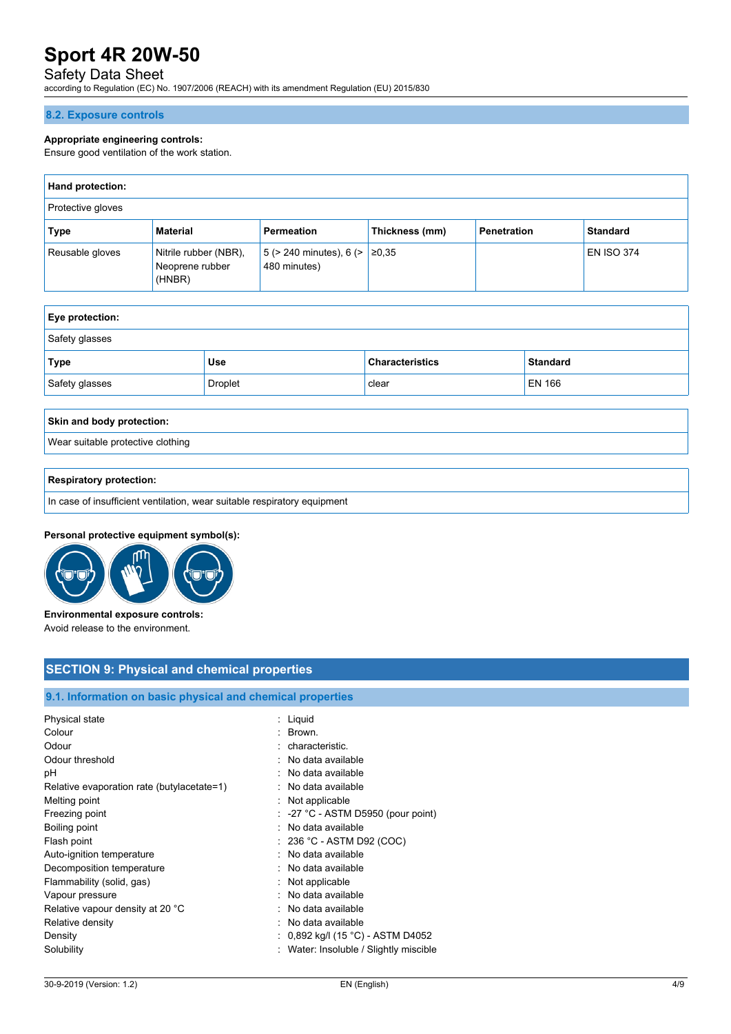### 8.2. Exposure controls

**Appropriate engineering controls:**
Ensure good ventilation of the work station.

| **Hand protection:** | | | | | |
|---|---|---|---|---|---|
| Protective gloves | | | | | |
| **Type** | **Material** | **Permeation** | **Thickness (mm)** | **Penetration** | **Standard** |
| Reusable gloves | Nitrile rubber (NBR), Neoprene rubber (HNBR) | 5 (> 240 minutes), 6 (> 480 minutes) | ≥0,35 | | EN ISO 374 |

| **Eye protection:** | | | |
|---|---|---|---|
| Safety glasses | | | |
| **Type** | **Use** | **Characteristics** | **Standard** |
| Safety glasses | Droplet | clear | EN 166 |

| **Skin and body protection:** |
|---|
| Wear suitable protective clothing |

| **Respiratory protection:** |
|---|
| In case of insufficient ventilation, wear suitable respiratory equipment |

**Personal protective equipment symbol(s):**

**Environmental exposure controls:**
Avoid release to the environment.

## SECTION 9: Physical and chemical properties

### 9.1. Information on basic physical and chemical properties

| | |
|---|---|
| Physical state | : Liquid |
| Colour | : Brown. |
| Odour | : characteristic. |
| Odour threshold | : No data available |
| pH | : No data available |
| Relative evaporation rate (butylacetate=1) | : No data available |
| Melting point | : Not applicable |
| Freezing point | : -27 °C - ASTM D5950 (pour point) |
| Boiling point | : No data available |
| Flash point | : 236 °C - ASTM D92 (COC) |
| Auto-ignition temperature | : No data available |
| Decomposition temperature | : No data available |
| Flammability (solid, gas) | : Not applicable |
| Vapour pressure | : No data available |
| Relative vapour density at 20 °C | : No data available |
| Relative density | : No data available |
| Density | : 0,892 kg/l (15 °C) - ASTM D4052 |
| Solubility | : Water: Insoluble / Slightly miscible |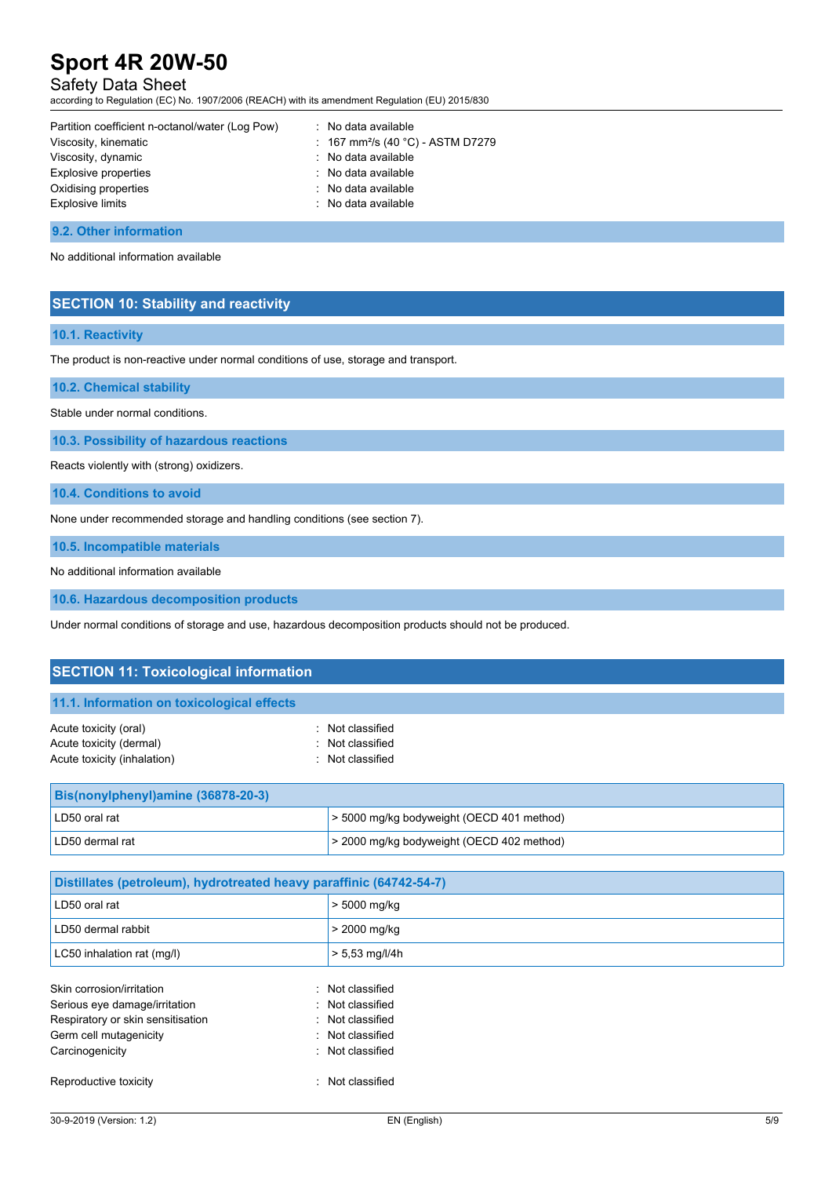| | |
|---|---|
| Partition coefficient n-octanol/water (Log Pow) | : No data available |
| Viscosity, kinematic | : 167 mm²/s (40 °C) - ASTM D7279 |
| Viscosity, dynamic | : No data available |
| Explosive properties | : No data available |
| Oxidising properties | : No data available |
| Explosive limits | : No data available |

### 9.2. Other information

No additional information available

## SECTION 10: Stability and reactivity

### 10.1. Reactivity

The product is non-reactive under normal conditions of use, storage and transport.

### 10.2. Chemical stability

Stable under normal conditions.

### 10.3. Possibility of hazardous reactions

Reacts violently with (strong) oxidizers.

### 10.4. Conditions to avoid

None under recommended storage and handling conditions (see section 7).

### 10.5. Incompatible materials

No additional information available

### 10.6. Hazardous decomposition products

Under normal conditions of storage and use, hazardous decomposition products should not be produced.

## SECTION 11: Toxicological information

### 11.1. Information on toxicological effects

| | |
|---|---|
| Acute toxicity (oral) | : Not classified |
| Acute toxicity (dermal) | : Not classified |
| Acute toxicity (inhalation) | : Not classified |

| Bis(nonylphenyl)amine (36878-20-3) | |
|---|---|
| LD50 oral rat | > 5000 mg/kg bodyweight (OECD 401 method) |
| LD50 dermal rat | > 2000 mg/kg bodyweight (OECD 402 method) |

| Distillates (petroleum), hydrotreated heavy paraffinic (64742-54-7) | |
|---|---|
| LD50 oral rat | > 5000 mg/kg |
| LD50 dermal rabbit | > 2000 mg/kg |
| LC50 inhalation rat (mg/l) | > 5,53 mg/l/4h |

| | |
|---|---|
| Skin corrosion/irritation | : Not classified |
| Serious eye damage/irritation | : Not classified |
| Respiratory or skin sensitisation | : Not classified |
| Germ cell mutagenicity | : Not classified |
| Carcinogenicity | : Not classified |
| Reproductive toxicity | : Not classified |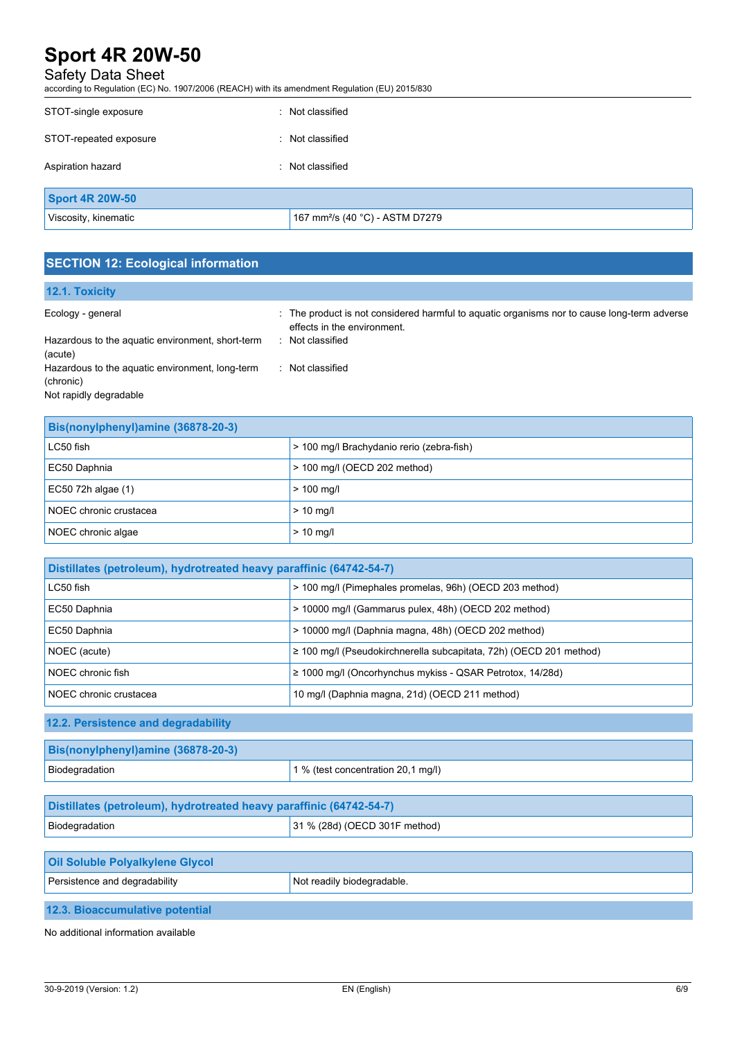| | |
|---|---|
| STOT-single exposure | : Not classified |
| STOT-repeated exposure | : Not classified |
| Aspiration hazard | : Not classified |

| Sport 4R 20W-50 | |
|---|---|
| Viscosity, kinematic | 167 mm²/s (40 °C) - ASTM D7279 |

## SECTION 12: Ecological information

### 12.1. Toxicity

| | |
|---|---|
| Ecology - general | : The product is not considered harmful to aquatic organisms nor to cause long-term adverse effects in the environment. |
| Hazardous to the aquatic environment, short-term (acute) | : Not classified |
| Hazardous to the aquatic environment, long-term (chronic) | : Not classified |

Not rapidly degradable

| Bis(nonylphenyl)amine (36878-20-3) | |
|---|---|
| LC50 fish | > 100 mg/l Brachydanio rerio (zebra-fish) |
| EC50 Daphnia | > 100 mg/l (OECD 202 method) |
| EC50 72h algae (1) | > 100 mg/l |
| NOEC chronic crustacea | > 10 mg/l |
| NOEC chronic algae | > 10 mg/l |

| Distillates (petroleum), hydrotreated heavy paraffinic (64742-54-7) | |
|---|---|
| LC50 fish | > 100 mg/l (Pimephales promelas, 96h) (OECD 203 method) |
| EC50 Daphnia | > 10000 mg/l (Gammarus pulex, 48h) (OECD 202 method) |
| EC50 Daphnia | > 10000 mg/l (Daphnia magna, 48h) (OECD 202 method) |
| NOEC (acute) | ≥ 100 mg/l (Pseudokirchnerella subcapitata, 72h) (OECD 201 method) |
| NOEC chronic fish | ≥ 1000 mg/l (Oncorhynchus mykiss - QSAR Petrotox, 14/28d) |
| NOEC chronic crustacea | 10 mg/l (Daphnia magna, 21d) (OECD 211 method) |

### 12.2. Persistence and degradability

| Bis(nonylphenyl)amine (36878-20-3) | |
|---|---|
| Biodegradation | 1 % (test concentration 20,1 mg/l) |

| Distillates (petroleum), hydrotreated heavy paraffinic (64742-54-7) | |
|---|---|
| Biodegradation | 31 % (28d) (OECD 301F method) |

| Oil Soluble Polyalkylene Glycol | |
|---|---|
| Persistence and degradability | Not readily biodegradable. |

### 12.3. Bioaccumulative potential

No additional information available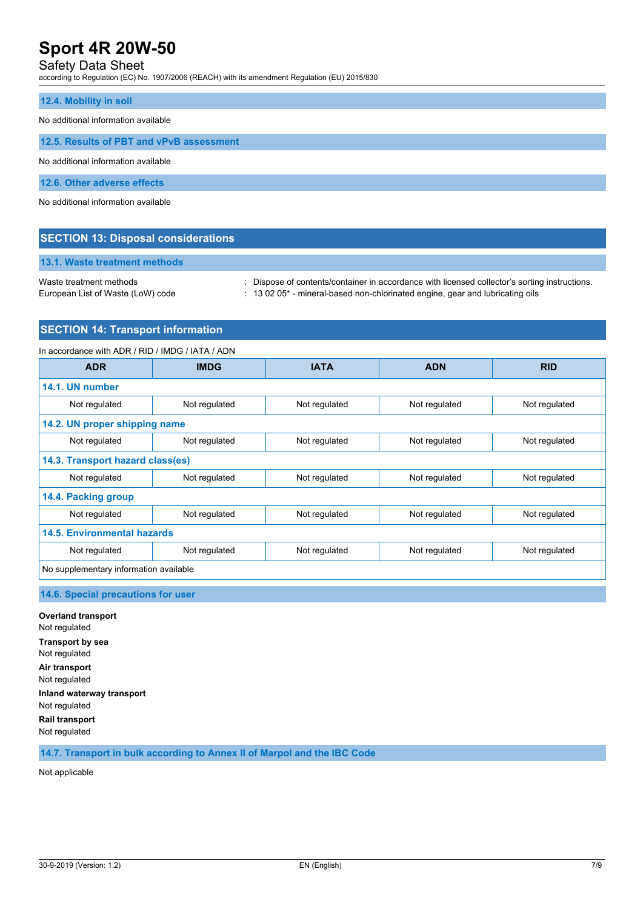### 12.4. Mobility in soil

No additional information available

### 12.5. Results of PBT and vPvB assessment

No additional information available

### 12.6. Other adverse effects

No additional information available

## SECTION 13: Disposal considerations

### 13.1. Waste treatment methods

Waste treatment methods : Dispose of contents/container in accordance with licensed collector's sorting instructions.

European List of Waste (LoW) code : 13 02 05* - mineral-based non-chlorinated engine, gear and lubricating oils

## SECTION 14: Transport information

In accordance with ADR / RID / IMDG / IATA / ADN

| ADR | IMDG | IATA | ADN | RID |
|---|---|---|---|---|
| **14.1. UN number** | | | | |
| Not regulated | Not regulated | Not regulated | Not regulated | Not regulated |
| **14.2. UN proper shipping name** | | | | |
| Not regulated | Not regulated | Not regulated | Not regulated | Not regulated |
| **14.3. Transport hazard class(es)** | | | | |
| Not regulated | Not regulated | Not regulated | Not regulated | Not regulated |
| **14.4. Packing group** | | | | |
| Not regulated | Not regulated | Not regulated | Not regulated | Not regulated |
| **14.5. Environmental hazards** | | | | |
| Not regulated | Not regulated | Not regulated | Not regulated | Not regulated |
| No supplementary information available | | | | |

### 14.6. Special precautions for user

**Overland transport**
Not regulated

**Transport by sea**
Not regulated

**Air transport**
Not regulated

**Inland waterway transport**
Not regulated

**Rail transport**
Not regulated

### 14.7. Transport in bulk according to Annex II of Marpol and the IBC Code

Not applicable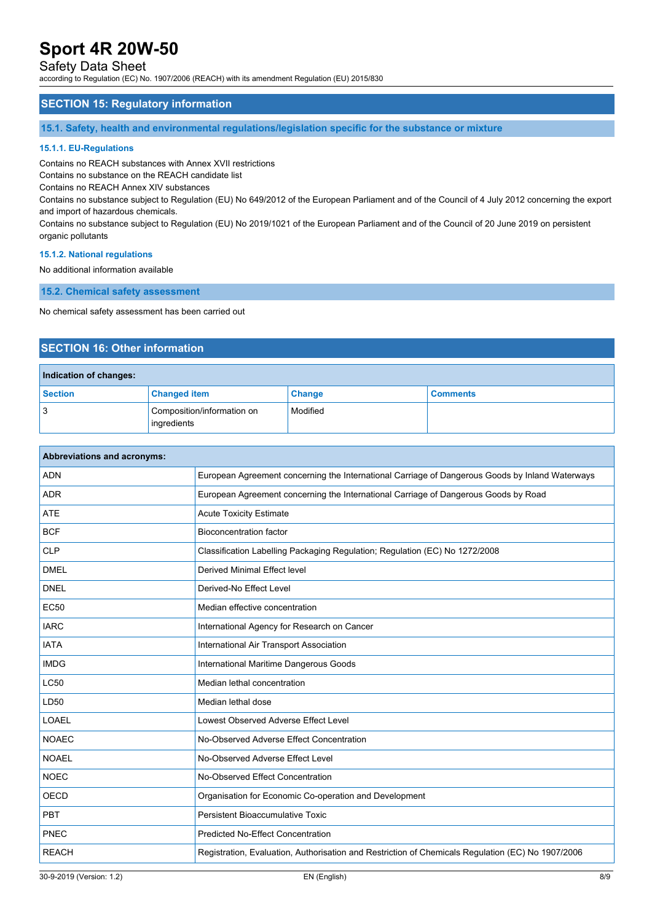## SECTION 15: Regulatory information

### 15.1. Safety, health and environmental regulations/legislation specific for the substance or mixture

#### 15.1.1. EU-Regulations

Contains no REACH substances with Annex XVII restrictions
Contains no substance on the REACH candidate list
Contains no REACH Annex XIV substances
Contains no substance subject to Regulation (EU) No 649/2012 of the European Parliament and of the Council of 4 July 2012 concerning the export and import of hazardous chemicals.
Contains no substance subject to Regulation (EU) No 2019/1021 of the European Parliament and of the Council of 20 June 2019 on persistent organic pollutants

#### 15.1.2. National regulations

No additional information available

### 15.2. Chemical safety assessment

No chemical safety assessment has been carried out

## SECTION 16: Other information

| Indication of changes: | | | |
|---|---|---|---|
| **Section** | **Changed item** | **Change** | **Comments** |
| 3 | Composition/information on ingredients | Modified | |

| Abbreviations and acronyms: | |
|---|---|
| ADN | European Agreement concerning the International Carriage of Dangerous Goods by Inland Waterways |
| ADR | European Agreement concerning the International Carriage of Dangerous Goods by Road |
| ATE | Acute Toxicity Estimate |
| BCF | Bioconcentration factor |
| CLP | Classification Labelling Packaging Regulation; Regulation (EC) No 1272/2008 |
| DMEL | Derived Minimal Effect level |
| DNEL | Derived-No Effect Level |
| EC50 | Median effective concentration |
| IARC | International Agency for Research on Cancer |
| IATA | International Air Transport Association |
| IMDG | International Maritime Dangerous Goods |
| LC50 | Median lethal concentration |
| LD50 | Median lethal dose |
| LOAEL | Lowest Observed Adverse Effect Level |
| NOAEC | No-Observed Adverse Effect Concentration |
| NOAEL | No-Observed Adverse Effect Level |
| NOEC | No-Observed Effect Concentration |
| OECD | Organisation for Economic Co-operation and Development |
| PBT | Persistent Bioaccumulative Toxic |
| PNEC | Predicted No-Effect Concentration |
| REACH | Registration, Evaluation, Authorisation and Restriction of Chemicals Regulation (EC) No 1907/2006 |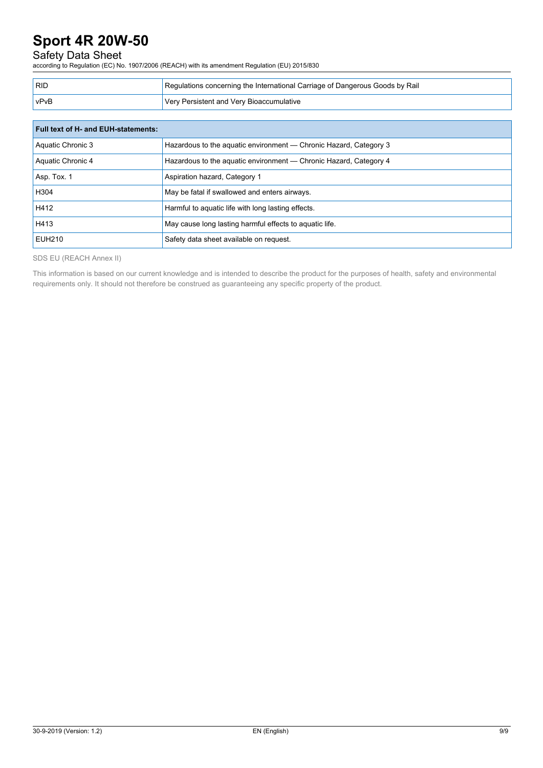| | |
|---|---|
| RID | Regulations concerning the International Carriage of Dangerous Goods by Rail |
| vPvB | Very Persistent and Very Bioaccumulative |

| Full text of H- and EUH-statements: | |
|---|---|
| Aquatic Chronic 3 | Hazardous to the aquatic environment — Chronic Hazard, Category 3 |
| Aquatic Chronic 4 | Hazardous to the aquatic environment — Chronic Hazard, Category 4 |
| Asp. Tox. 1 | Aspiration hazard, Category 1 |
| H304 | May be fatal if swallowed and enters airways. |
| H412 | Harmful to aquatic life with long lasting effects. |
| H413 | May cause long lasting harmful effects to aquatic life. |
| EUH210 | Safety data sheet available on request. |

SDS EU (REACH Annex II)

This information is based on our current knowledge and is intended to describe the product for the purposes of health, safety and environmental requirements only. It should not therefore be construed as guaranteeing any specific property of the product.